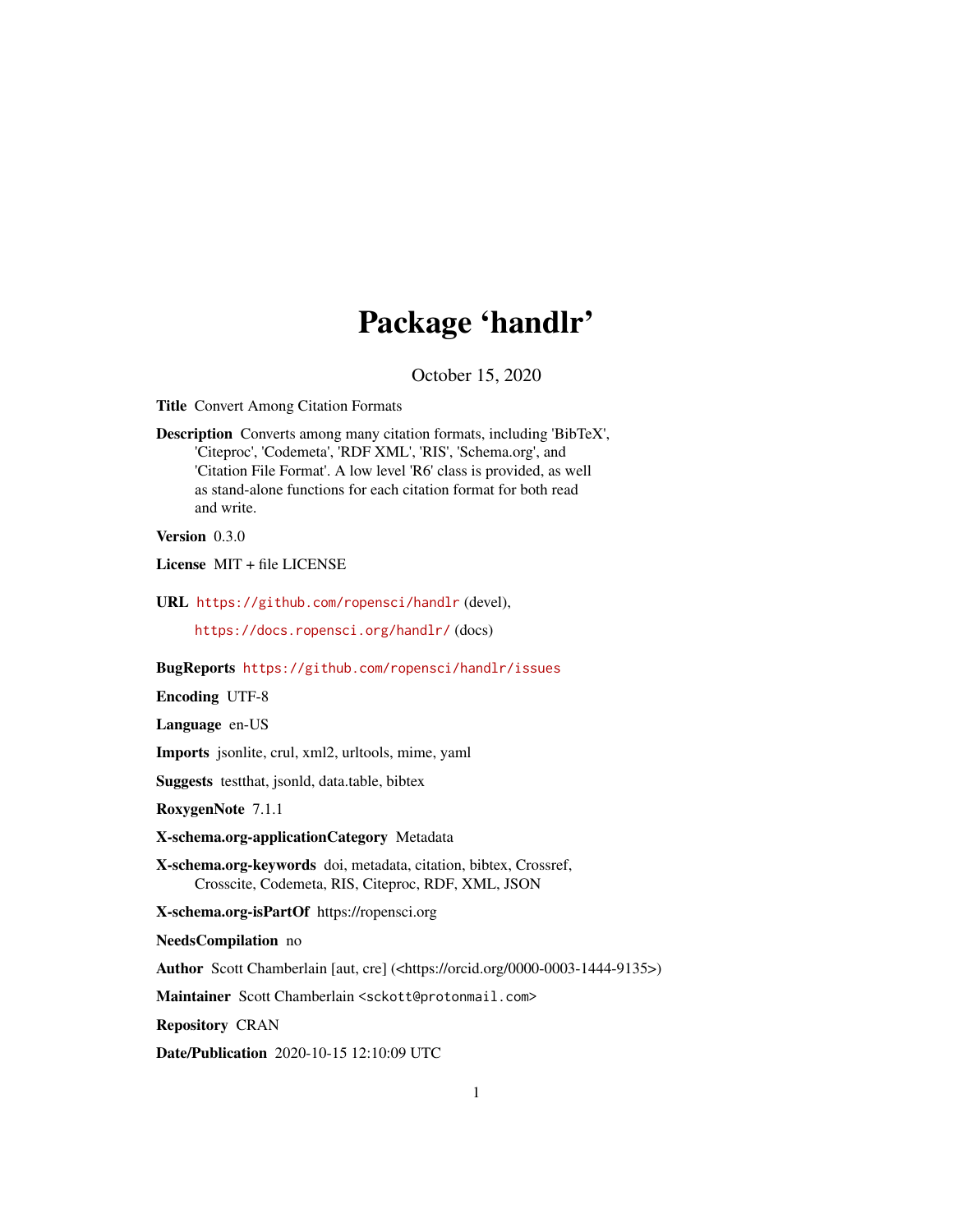# Package 'handlr'

October 15, 2020

**Title** Convert Among Citation Formats

**Description** Converts among many citation formats, including 'BibTeX', 'Citeproc', 'Codemeta', 'RDF XML', 'RIS', 'Schema.org', and 'Citation File Format'. A low level 'R6' class is provided, as well as stand-alone functions for each citation format for both read and write.

**Version** 0.3.0

**License** MIT + file LICENSE

**URL** https://github.com/ropensci/handlr (devel), https://docs.ropensci.org/handlr/ (docs)

**BugReports** https://github.com/ropensci/handlr/issues

**Encoding** UTF-8

**Language** en-US

**Imports** jsonlite, crul, xml2, urltools, mime, yaml

**Suggests** testthat, jsonld, data.table, bibtex

**RoxygenNote** 7.1.1

**X-schema.org-applicationCategory** Metadata

**X-schema.org-keywords** doi, metadata, citation, bibtex, Crossref, Crosscite, Codemeta, RIS, Citeproc, RDF, XML, JSON

**X-schema.org-isPartOf** https://ropensci.org

**NeedsCompilation** no

**Author** Scott Chamberlain [aut, cre] (<https://orcid.org/0000-0003-1444-9135>)

**Maintainer** Scott Chamberlain <sckott@protonmail.com>

**Repository** CRAN

**Date/Publication** 2020-10-15 12:10:09 UTC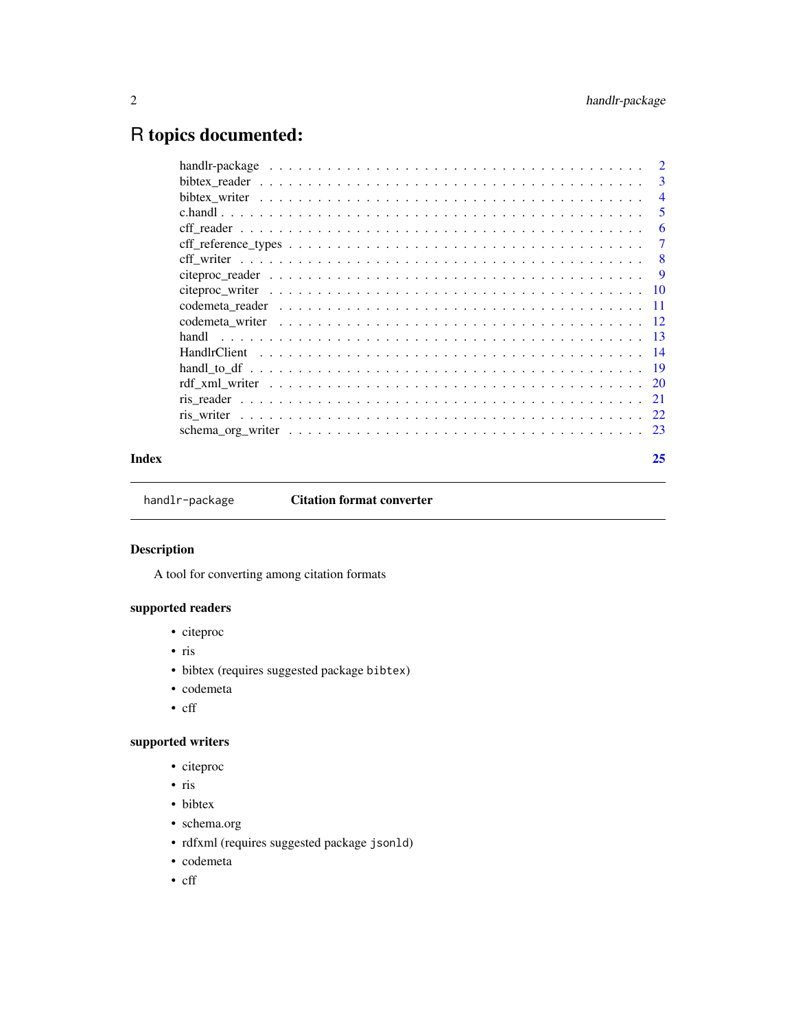# R topics documented:

| | |
|---|---|
| handlr-package | 2 |
| bibtex_reader | 3 |
| bibtex_writer | 4 |
| c.handl | 5 |
| cff_reader | 6 |
| cff_reference_types | 7 |
| cff_writer | 8 |
| citeproc_reader | 9 |
| citeproc_writer | 10 |
| codemeta_reader | 11 |
| codemeta_writer | 12 |
| handl | 13 |
| HandlrClient | 14 |
| handl_to_df | 19 |
| rdf_xml_writer | 20 |
| ris_reader | 21 |
| ris_writer | 22 |
| schema_org_writer | 23 |

**Index** 25

---

`handlr-package` **Citation format converter**

---

### Description

A tool for converting among citation formats

### supported readers

- citeproc
- ris
- bibtex (requires suggested package `bibtex`)
- codemeta
- cff

### supported writers

- citeproc
- ris
- bibtex
- schema.org
- rdfxml (requires suggested package `jsonld`)
- codemeta
- cff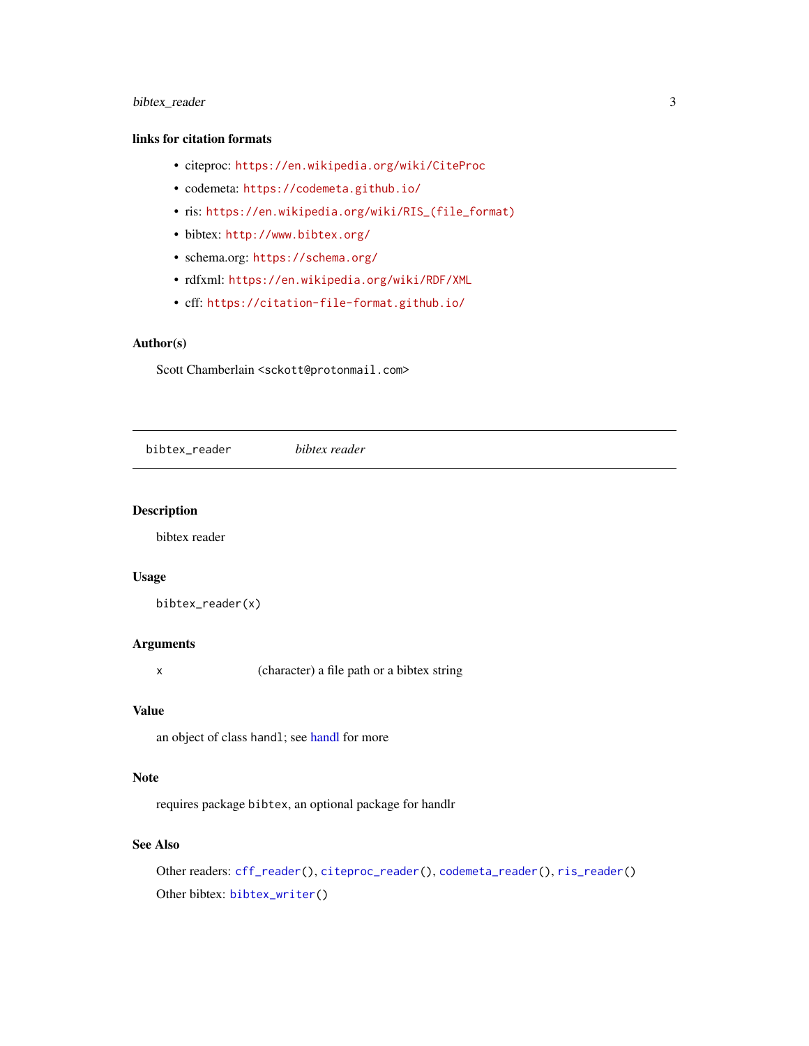### links for citation formats

- citeproc: https://en.wikipedia.org/wiki/CiteProc
- codemeta: https://codemeta.github.io/
- ris: https://en.wikipedia.org/wiki/RIS_(file_format)
- bibtex: http://www.bibtex.org/
- schema.org: https://schema.org/
- rdfxml: https://en.wikipedia.org/wiki/RDF/XML
- cff: https://citation-file-format.github.io/

### Author(s)

Scott Chamberlain <sckott@protonmail.com>

---

## bibtex_reader — *bibtex reader*

---

### Description

bibtex reader

### Usage

```
bibtex_reader(x)
```

### Arguments

| | |
|---|---|
| x | (character) a file path or a bibtex string |

### Value

an object of class `handl`; see handl for more

### Note

requires package `bibtex`, an optional package for handlr

### See Also

Other readers: `cff_reader()`, `citeproc_reader()`, `codemeta_reader()`, `ris_reader()`

Other bibtex: `bibtex_writer()`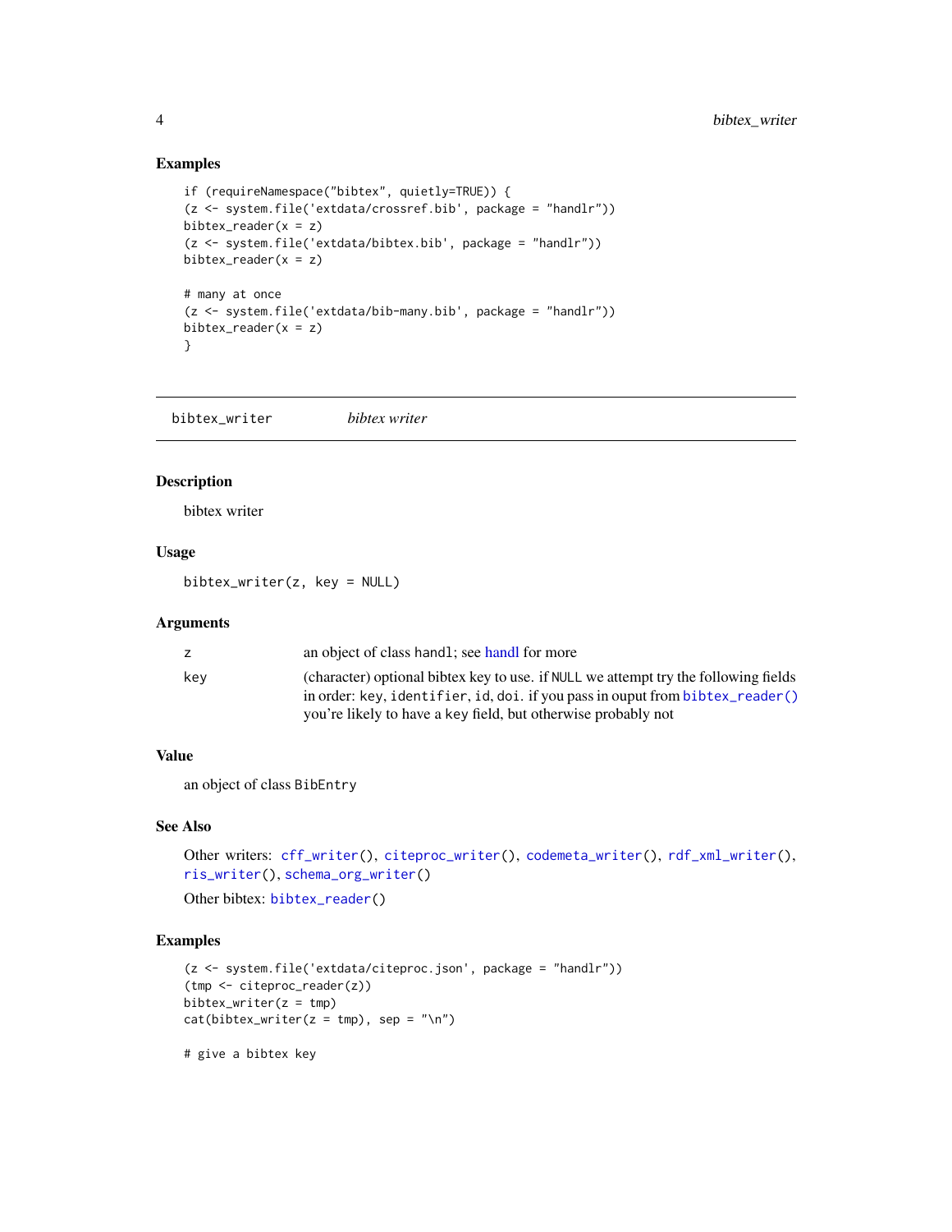### Examples

```
if (requireNamespace("bibtex", quietly=TRUE)) {
(z <- system.file('extdata/crossref.bib', package = "handlr"))
bibtex_reader(x = z)
(z <- system.file('extdata/bibtex.bib', package = "handlr"))
bibtex_reader(x = z)

# many at once
(z <- system.file('extdata/bib-many.bib', package = "handlr"))
bibtex_reader(x = z)
}
```

---

## bibtex_writer    *bibtex writer*

### Description

bibtex writer

### Usage

```
bibtex_writer(z, key = NULL)
```

### Arguments

| | |
|---|---|
| z | an object of class `handl`; see handl for more |
| key | (character) optional bibtex key to use. if `NULL` we attempt try the following fields in order: `key`, `identifier`, `id`, `doi`. if you pass in ouput from `bibtex_reader()` you're likely to have a key field, but otherwise probably not |

### Value

an object of class `BibEntry`

### See Also

Other writers: `cff_writer()`, `citeproc_writer()`, `codemeta_writer()`, `rdf_xml_writer()`, `ris_writer()`, `schema_org_writer()`

Other bibtex: `bibtex_reader()`

### Examples

```
(z <- system.file('extdata/citeproc.json', package = "handlr"))
(tmp <- citeproc_reader(z))
bibtex_writer(z = tmp)
cat(bibtex_writer(z = tmp), sep = "\n")

# give a bibtex key
```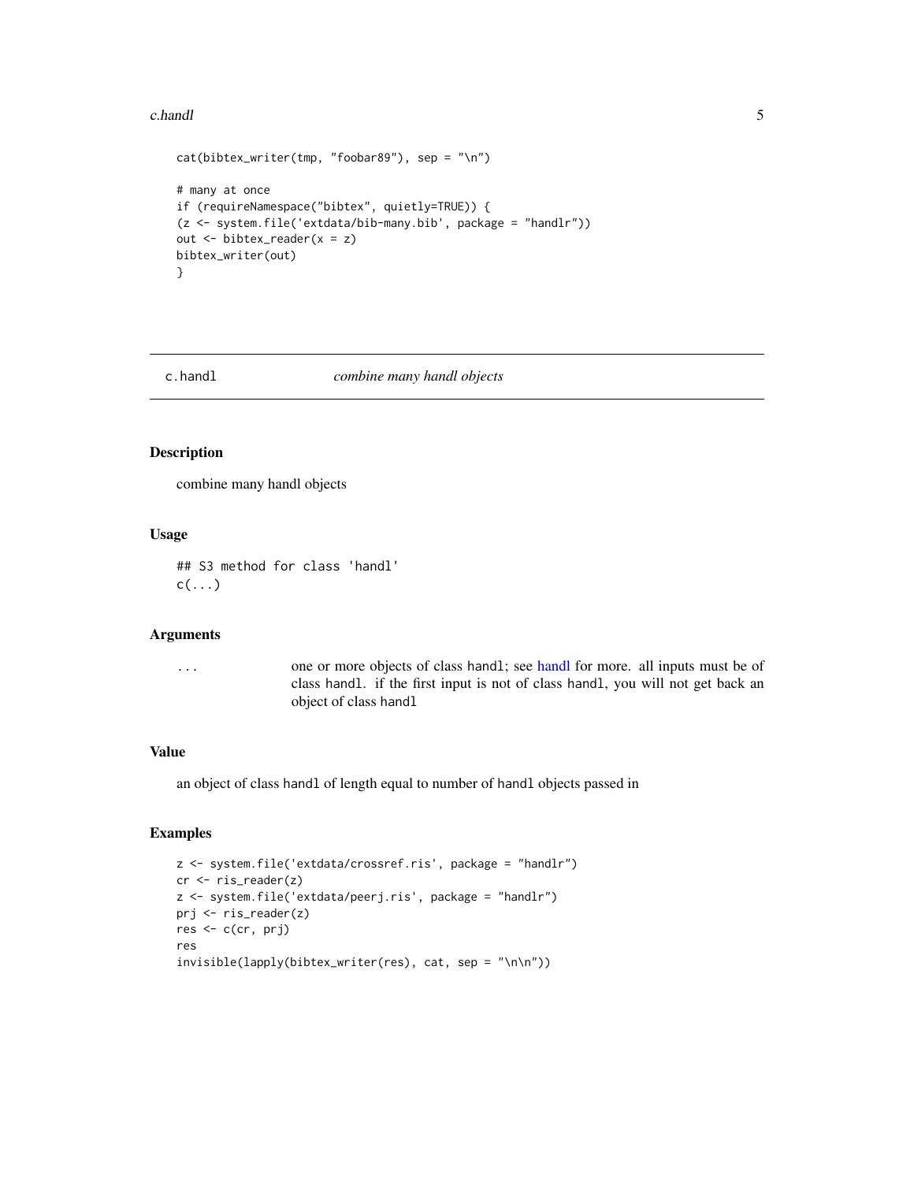```
cat(bibtex_writer(tmp, "foobar89"), sep = "\n")

# many at once
if (requireNamespace("bibtex", quietly=TRUE)) {
(z <- system.file('extdata/bib-many.bib', package = "handlr"))
out <- bibtex_reader(x = z)
bibtex_writer(out)
}
```

## c.handl *combine many handl objects*

### Description

combine many handl objects

### Usage

```
## S3 method for class 'handl'
c(...)
```

### Arguments

| | |
|---|---|
| ... | one or more objects of class handl; see handl for more. all inputs must be of class handl. if the first input is not of class handl, you will not get back an object of class handl |

### Value

an object of class handl of length equal to number of handl objects passed in

### Examples

```
z <- system.file('extdata/crossref.ris', package = "handlr")
cr <- ris_reader(z)
z <- system.file('extdata/peerj.ris', package = "handlr")
prj <- ris_reader(z)
res <- c(cr, prj)
res
invisible(lapply(bibtex_writer(res), cat, sep = "\n\n"))
```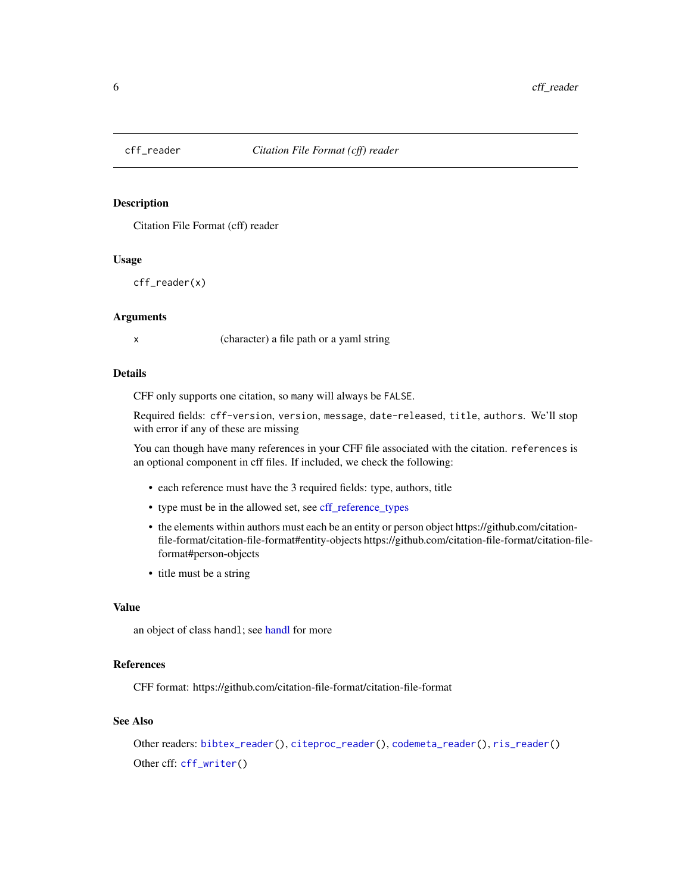## cff_reader — *Citation File Format (cff) reader*

### Description

Citation File Format (cff) reader

### Usage

```
cff_reader(x)
```

### Arguments

| | |
|---|---|
| x | (character) a file path or a yaml string |

### Details

CFF only supports one citation, so `many` will always be `FALSE`.

Required fields: `cff-version`, `version`, `message`, `date-released`, `title`, `authors`. We'll stop with error if any of these are missing

You can though have many references in your CFF file associated with the citation. `references` is an optional component in cff files. If included, we check the following:

- each reference must have the 3 required fields: type, authors, title
- type must be in the allowed set, see cff_reference_types
- the elements within authors must each be an entity or person object https://github.com/citation-file-format/citation-file-format#entity-objects https://github.com/citation-file-format/citation-file-format#person-objects
- title must be a string

### Value

an object of class `handl`; see handl for more

### References

CFF format: https://github.com/citation-file-format/citation-file-format

### See Also

Other readers: `bibtex_reader()`, `citeproc_reader()`, `codemeta_reader()`, `ris_reader()`

Other cff: `cff_writer()`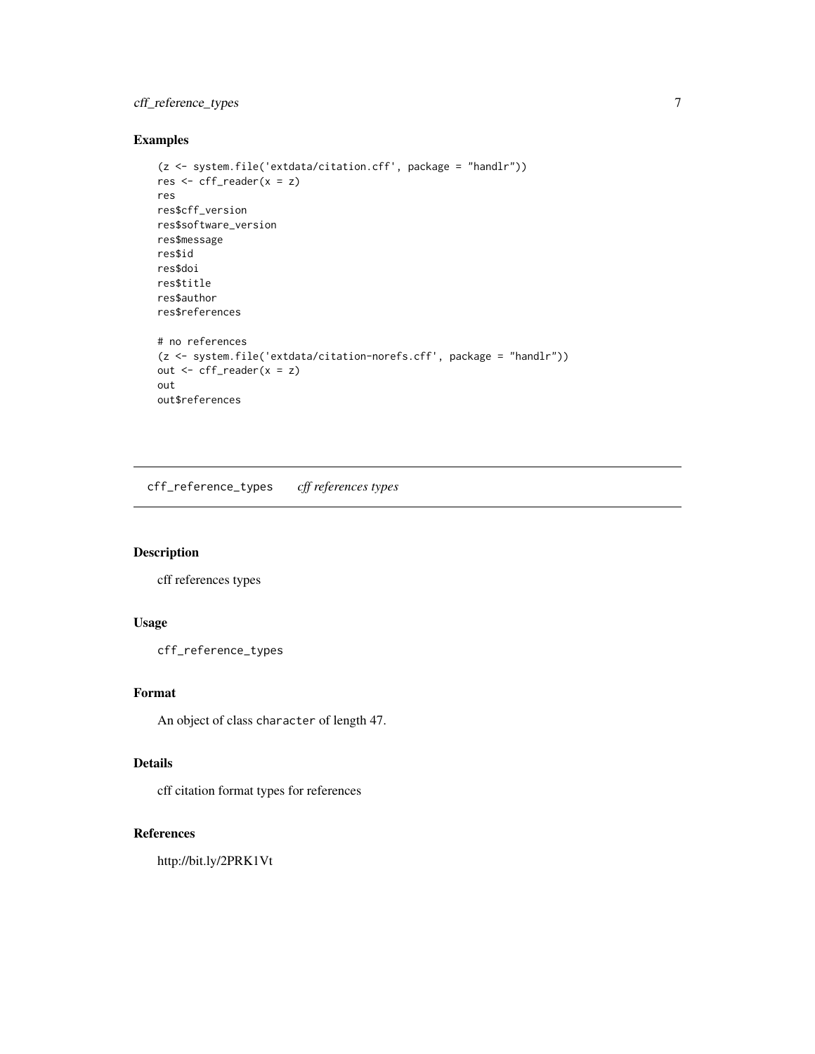## Examples

```
(z <- system.file('extdata/citation.cff', package = "handlr"))
res <- cff_reader(x = z)
res
res$cff_version
res$software_version
res$message
res$id
res$doi
res$title
res$author
res$references

# no references
(z <- system.file('extdata/citation-norefs.cff', package = "handlr"))
out <- cff_reader(x = z)
out
out$references
```

---

# cff_reference_types *cff references types*

## Description

cff references types

## Usage

```
cff_reference_types
```

## Format

An object of class character of length 47.

## Details

cff citation format types for references

## References

http://bit.ly/2PRK1Vt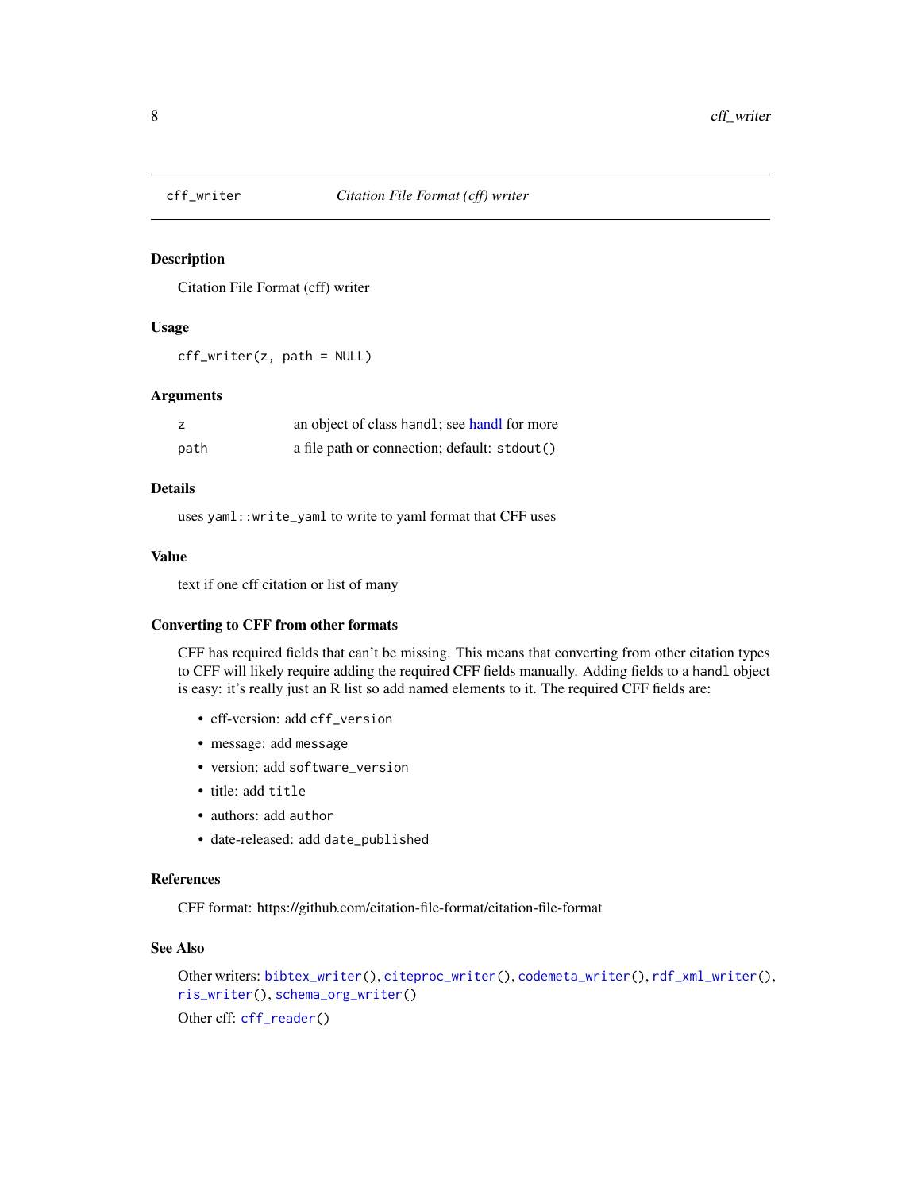## cff_writer — *Citation File Format (cff) writer*

### Description

Citation File Format (cff) writer

### Usage

```
cff_writer(z, path = NULL)
```

### Arguments

| | |
|---|---|
| `z` | an object of class `handl`; see handl for more |
| `path` | a file path or connection; default: `stdout()` |

### Details

uses `yaml::write_yaml` to write to yaml format that CFF uses

### Value

text if one cff citation or list of many

### Converting to CFF from other formats

CFF has required fields that can't be missing. This means that converting from other citation types to CFF will likely require adding the required CFF fields manually. Adding fields to a `handl` object is easy: it's really just an R list so add named elements to it. The required CFF fields are:

- cff-version: add `cff_version`
- message: add `message`
- version: add `software_version`
- title: add `title`
- authors: add `author`
- date-released: add `date_published`

### References

CFF format: https://github.com/citation-file-format/citation-file-format

### See Also

Other writers: `bibtex_writer()`, `citeproc_writer()`, `codemeta_writer()`, `rdf_xml_writer()`, `ris_writer()`, `schema_org_writer()`

Other cff: `cff_reader()`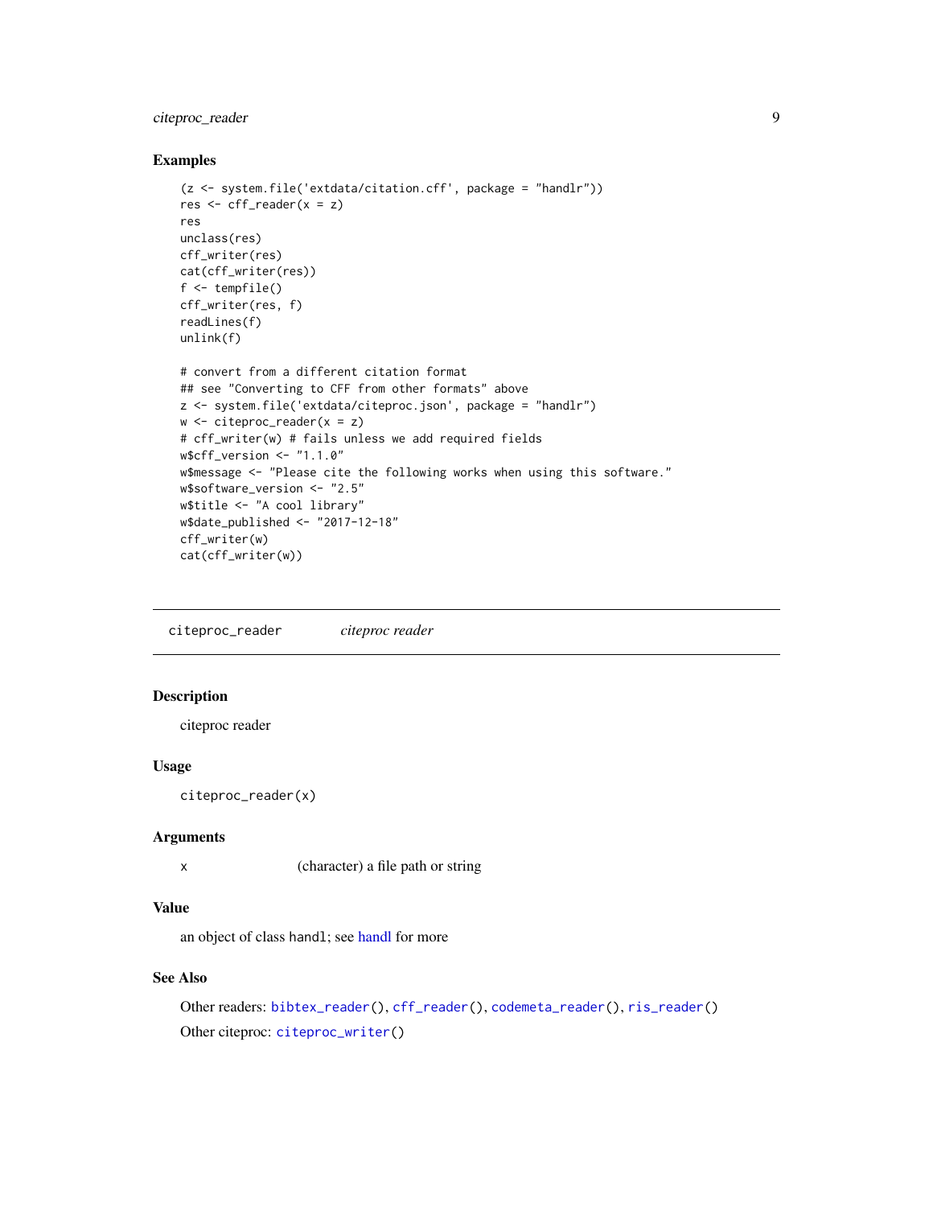### Examples

```
(z <- system.file('extdata/citation.cff', package = "handlr"))
res <- cff_reader(x = z)
res
unclass(res)
cff_writer(res)
cat(cff_writer(res))
f <- tempfile()
cff_writer(res, f)
readLines(f)
unlink(f)

# convert from a different citation format
## see "Converting to CFF from other formats" above
z <- system.file('extdata/citeproc.json', package = "handlr")
w <- citeproc_reader(x = z)
# cff_writer(w) # fails unless we add required fields
w$cff_version <- "1.1.0"
w$message <- "Please cite the following works when using this software."
w$software_version <- "2.5"
w$title <- "A cool library"
w$date_published <- "2017-12-18"
cff_writer(w)
cat(cff_writer(w))
```

---

## citeproc_reader    *citeproc reader*

### Description

citeproc reader

### Usage

```
citeproc_reader(x)
```

### Arguments

x    (character) a file path or string

### Value

an object of class handl; see handl for more

### See Also

Other readers: bibtex_reader(), cff_reader(), codemeta_reader(), ris_reader()

Other citeproc: citeproc_writer()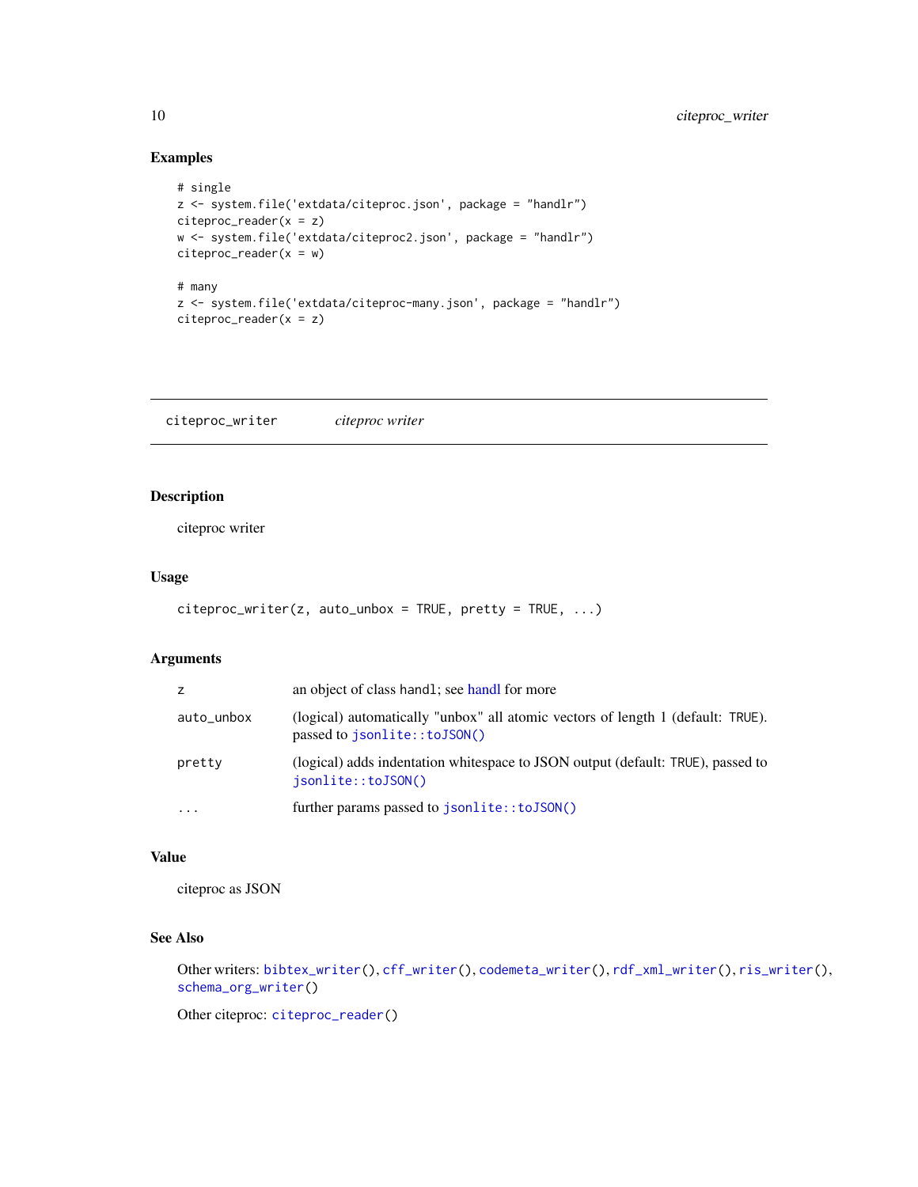### Examples

```
# single
z <- system.file('extdata/citeproc.json', package = "handlr")
citeproc_reader(x = z)
w <- system.file('extdata/citeproc2.json', package = "handlr")
citeproc_reader(x = w)

# many
z <- system.file('extdata/citeproc-many.json', package = "handlr")
citeproc_reader(x = z)
```

---

## citeproc_writer *citeproc writer*

---

### Description

citeproc writer

### Usage

```
citeproc_writer(z, auto_unbox = TRUE, pretty = TRUE, ...)
```

### Arguments

| | |
|---|---|
| z | an object of class handl; see handl for more |
| auto_unbox | (logical) automatically "unbox" all atomic vectors of length 1 (default: TRUE). passed to jsonlite::toJSON() |
| pretty | (logical) adds indentation whitespace to JSON output (default: TRUE), passed to jsonlite::toJSON() |
| ... | further params passed to jsonlite::toJSON() |

### Value

citeproc as JSON

### See Also

Other writers: bibtex_writer(), cff_writer(), codemeta_writer(), rdf_xml_writer(), ris_writer(), schema_org_writer()

Other citeproc: citeproc_reader()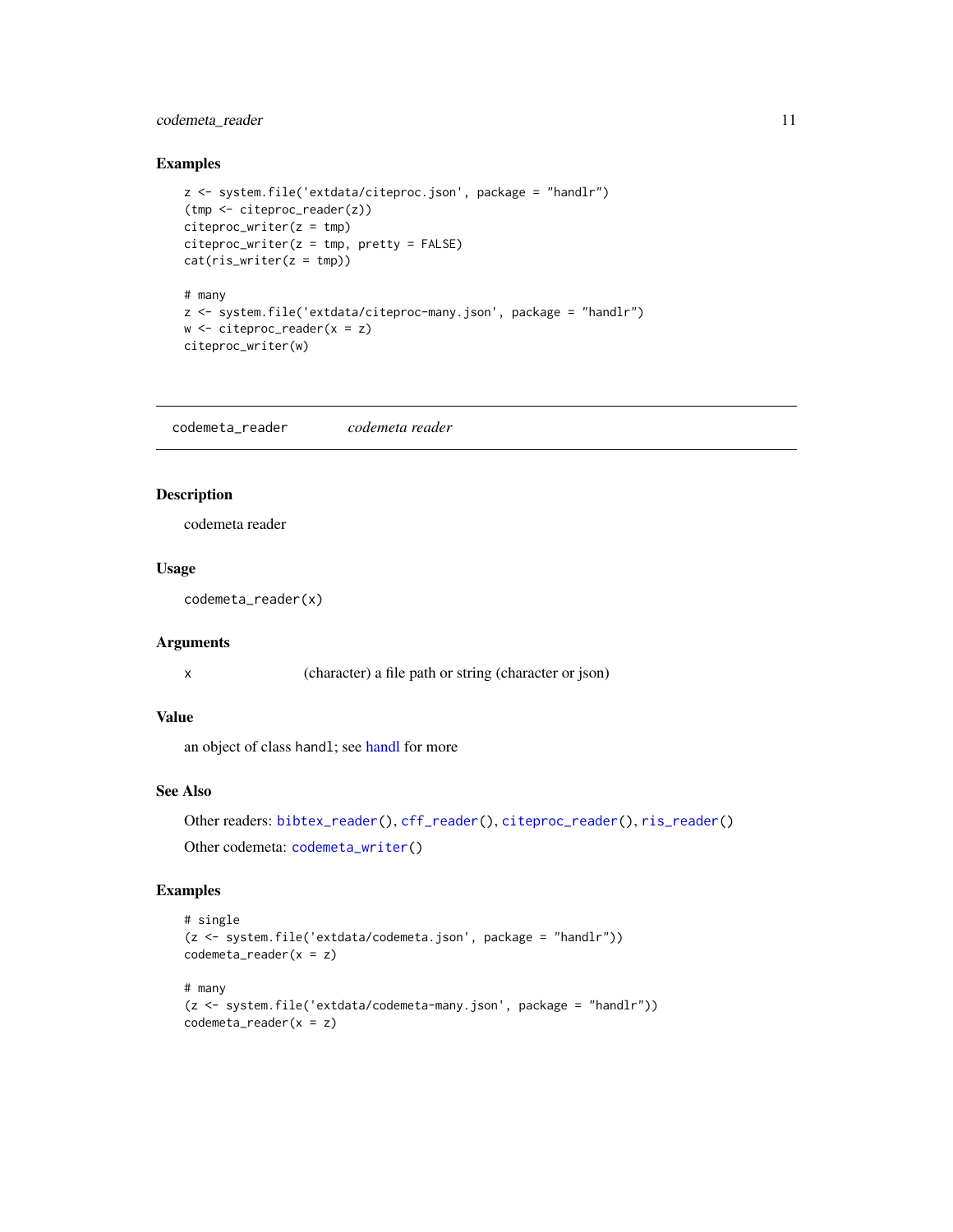## Examples

```
z <- system.file('extdata/citeproc.json', package = "handlr")
(tmp <- citeproc_reader(z))
citeproc_writer(z = tmp)
citeproc_writer(z = tmp, pretty = FALSE)
cat(ris_writer(z = tmp))

# many
z <- system.file('extdata/citeproc-many.json', package = "handlr")
w <- citeproc_reader(x = z)
citeproc_writer(w)
```

---

`codemeta_reader` *codemeta reader*

---

## Description

codemeta reader

## Usage

```
codemeta_reader(x)
```

## Arguments

| | |
|---|---|
| x | (character) a file path or string (character or json) |

## Value

an object of class `handl`; see handl for more

## See Also

Other readers: `bibtex_reader()`, `cff_reader()`, `citeproc_reader()`, `ris_reader()`

Other codemeta: `codemeta_writer()`

## Examples

```
# single
(z <- system.file('extdata/codemeta.json', package = "handlr"))
codemeta_reader(x = z)

# many
(z <- system.file('extdata/codemeta-many.json', package = "handlr"))
codemeta_reader(x = z)
```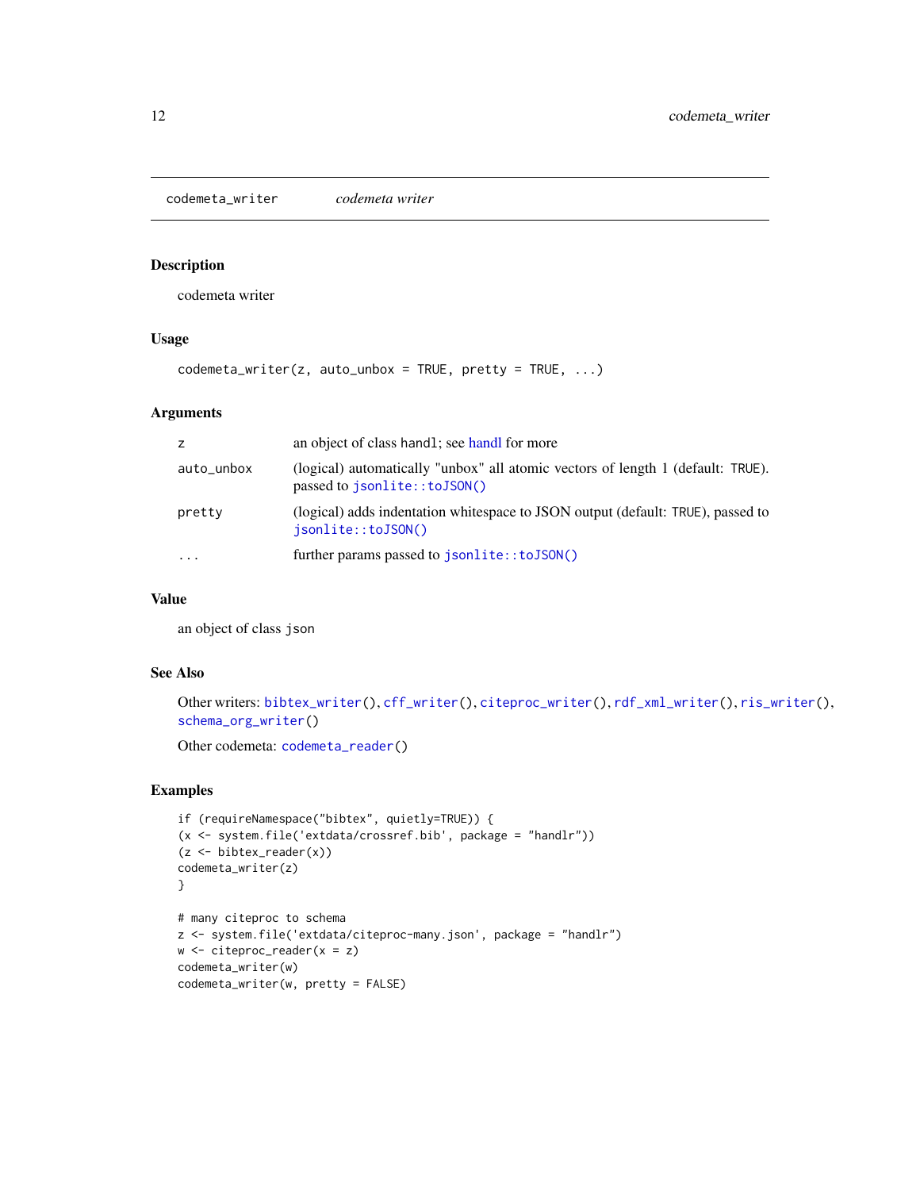## codemeta_writer *codemeta writer*

### Description

codemeta writer

### Usage

```
codemeta_writer(z, auto_unbox = TRUE, pretty = TRUE, ...)
```

### Arguments

| | |
|---|---|
| z | an object of class handl; see handl for more |
| auto_unbox | (logical) automatically "unbox" all atomic vectors of length 1 (default: TRUE). passed to `jsonlite::toJSON()` |
| pretty | (logical) adds indentation whitespace to JSON output (default: TRUE), passed to `jsonlite::toJSON()` |
| ... | further params passed to `jsonlite::toJSON()` |

### Value

an object of class json

### See Also

Other writers: `bibtex_writer()`, `cff_writer()`, `citeproc_writer()`, `rdf_xml_writer()`, `ris_writer()`, `schema_org_writer()`

Other codemeta: `codemeta_reader()`

### Examples

```
if (requireNamespace("bibtex", quietly=TRUE)) {
(x <- system.file('extdata/crossref.bib', package = "handlr"))
(z <- bibtex_reader(x))
codemeta_writer(z)
}

# many citeproc to schema
z <- system.file('extdata/citeproc-many.json', package = "handlr")
w <- citeproc_reader(x = z)
codemeta_writer(w)
codemeta_writer(w, pretty = FALSE)
```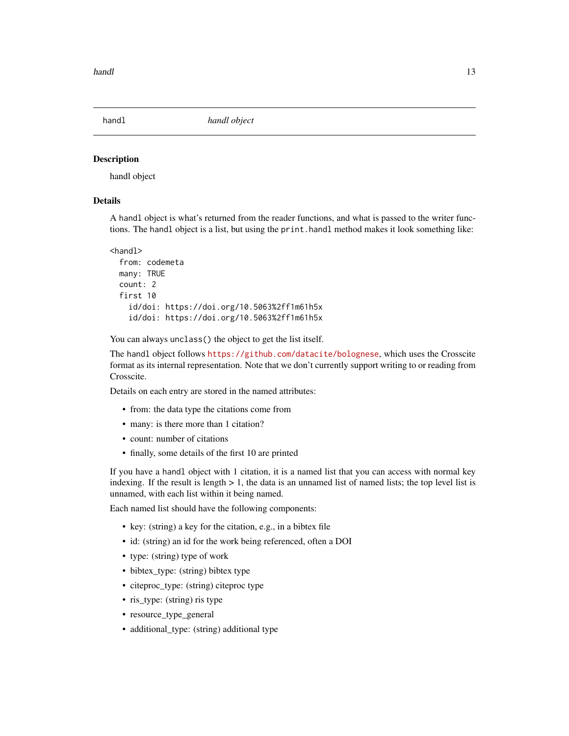## handl — *handl object*

### Description

handl object

### Details

A `handl` object is what's returned from the reader functions, and what is passed to the writer functions. The `handl` object is a list, but using the `print.handl` method makes it look something like:

```
<handl>
  from: codemeta
  many: TRUE
  count: 2
  first 10
    id/doi: https://doi.org/10.5063%2ff1m61h5x
    id/doi: https://doi.org/10.5063%2ff1m61h5x
```

You can always `unclass()` the object to get the list itself.

The `handl` object follows https://github.com/datacite/bolognese, which uses the Crosscite format as its internal representation. Note that we don't currently support writing to or reading from Crosscite.

Details on each entry are stored in the named attributes:

- from: the data type the citations come from
- many: is there more than 1 citation?
- count: number of citations
- finally, some details of the first 10 are printed

If you have a `handl` object with 1 citation, it is a named list that you can access with normal key indexing. If the result is length > 1, the data is an unnamed list of named lists; the top level list is unnamed, with each list within it being named.

Each named list should have the following components:

- key: (string) a key for the citation, e.g., in a bibtex file
- id: (string) an id for the work being referenced, often a DOI
- type: (string) type of work
- bibtex_type: (string) bibtex type
- citeproc_type: (string) citeproc type
- ris_type: (string) ris type
- resource_type_general
- additional_type: (string) additional type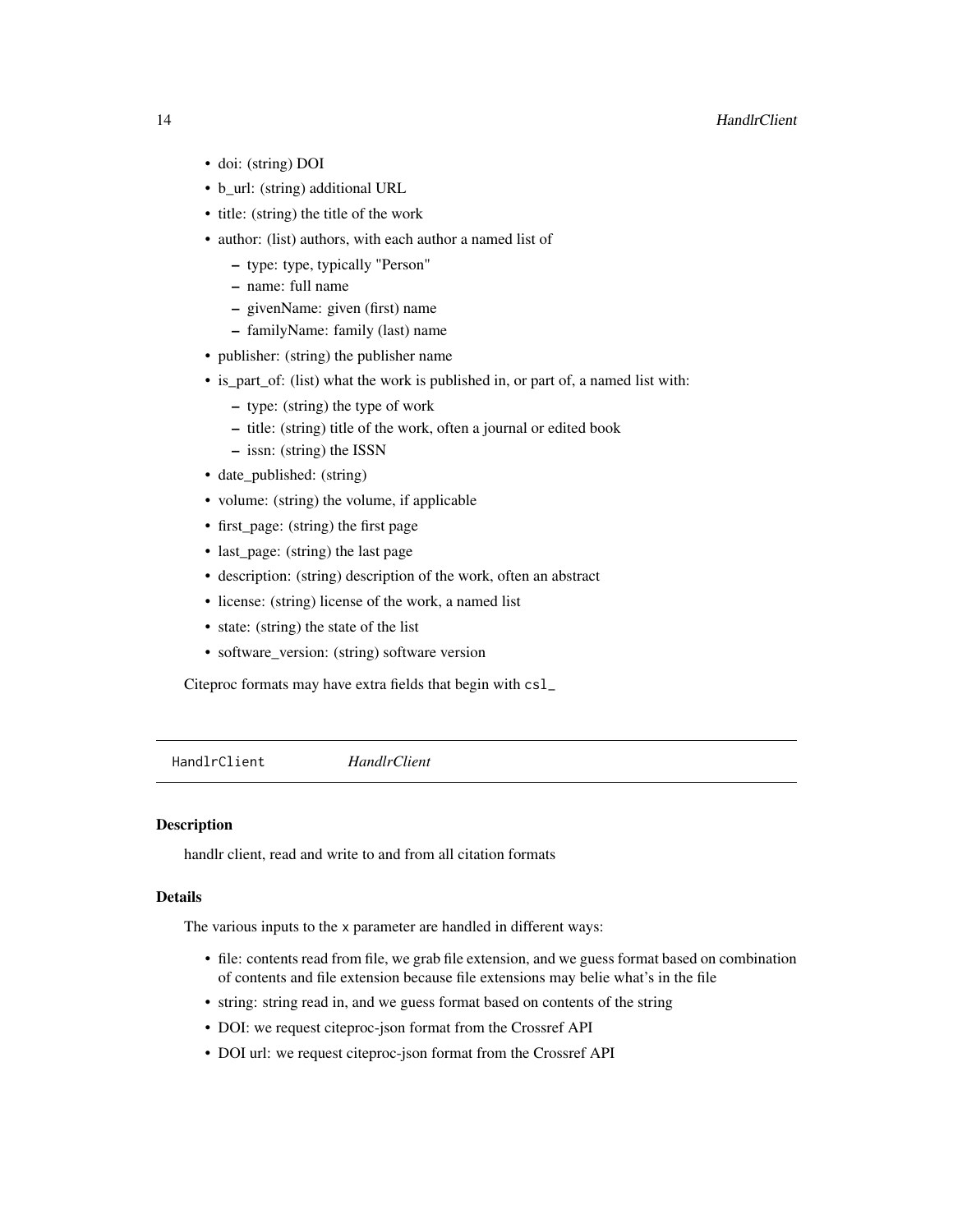- doi: (string) DOI
- b_url: (string) additional URL
- title: (string) the title of the work
- author: (list) authors, with each author a named list of
  - type: type, typically "Person"
  - name: full name
  - givenName: given (first) name
  - familyName: family (last) name
- publisher: (string) the publisher name
- is_part_of: (list) what the work is published in, or part of, a named list with:
  - type: (string) the type of work
  - title: (string) title of the work, often a journal or edited book
  - issn: (string) the ISSN
- date_published: (string)
- volume: (string) the volume, if applicable
- first_page: (string) the first page
- last_page: (string) the last page
- description: (string) description of the work, often an abstract
- license: (string) license of the work, a named list
- state: (string) the state of the list
- software_version: (string) software version

Citeproc formats may have extra fields that begin with `csl_`

---

`HandlrClient` *HandlrClient*

---

### Description

handlr client, read and write to and from all citation formats

### Details

The various inputs to the `x` parameter are handled in different ways:

- file: contents read from file, we grab file extension, and we guess format based on combination of contents and file extension because file extensions may belie what's in the file
- string: string read in, and we guess format based on contents of the string
- DOI: we request citeproc-json format from the Crossref API
- DOI url: we request citeproc-json format from the Crossref API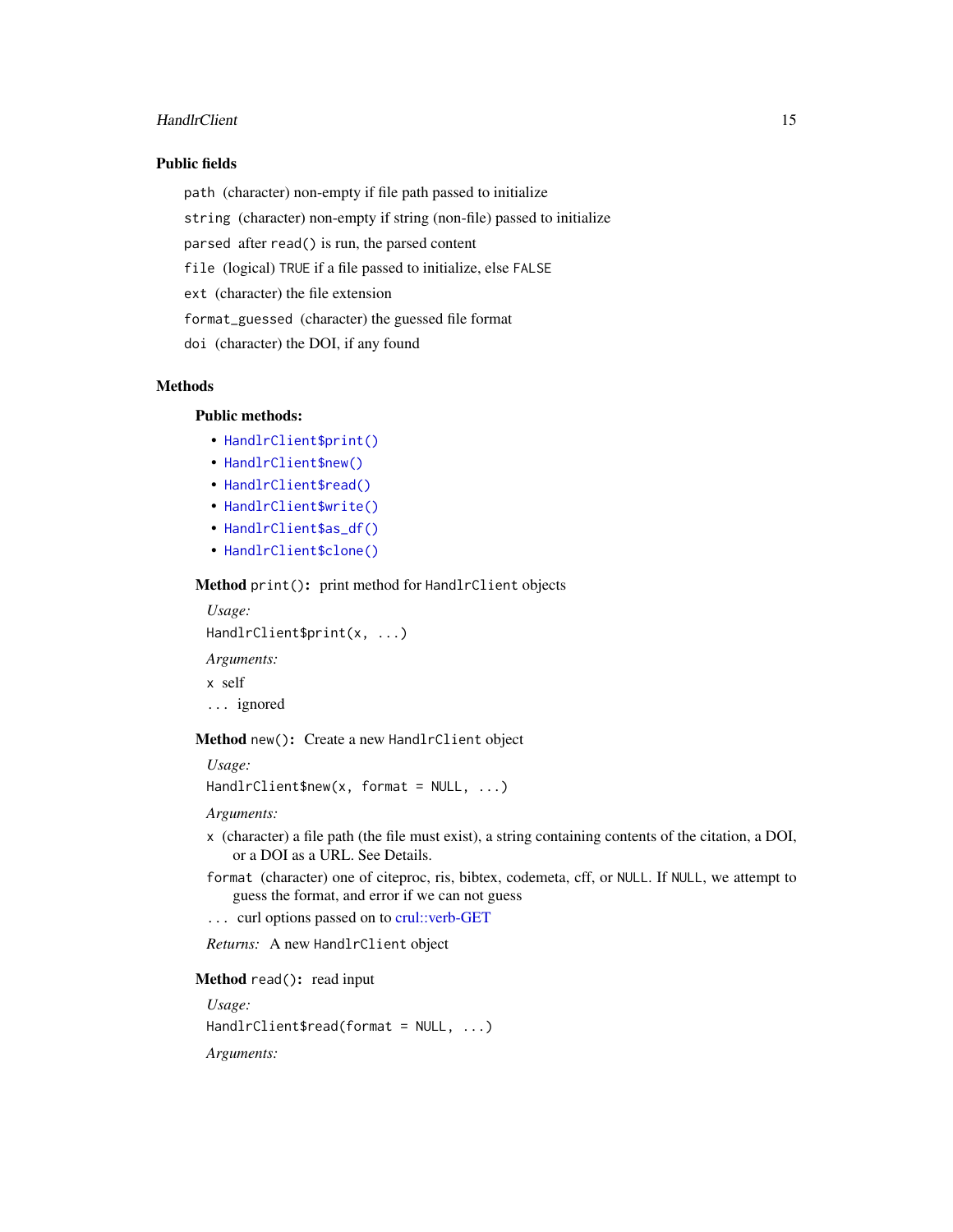### Public fields

`path` (character) non-empty if file path passed to initialize

`string` (character) non-empty if string (non-file) passed to initialize

`parsed` after `read()` is run, the parsed content

`file` (logical) `TRUE` if a file passed to initialize, else `FALSE`

`ext` (character) the file extension

`format_guessed` (character) the guessed file format

`doi` (character) the DOI, if any found

### Methods

#### Public methods:

- `HandlrClient$print()`
- `HandlrClient$new()`
- `HandlrClient$read()`
- `HandlrClient$write()`
- `HandlrClient$as_df()`
- `HandlrClient$clone()`

**Method** `print()`**:** print method for `HandlrClient` objects

*Usage:*

```
HandlrClient$print(x, ...)
```

*Arguments:*

`x` self

`...` ignored

**Method** `new()`**:** Create a new `HandlrClient` object

*Usage:*

```
HandlrClient$new(x, format = NULL, ...)
```

*Arguments:*

`x` (character) a file path (the file must exist), a string containing contents of the citation, a DOI, or a DOI as a URL. See Details.

`format` (character) one of citeproc, ris, bibtex, codemeta, cff, or `NULL`. If `NULL`, we attempt to guess the format, and error if we can not guess

`...` curl options passed on to crul::verb-GET

*Returns:* A new `HandlrClient` object

**Method** `read()`**:** read input

*Usage:*

```
HandlrClient$read(format = NULL, ...)
```

*Arguments:*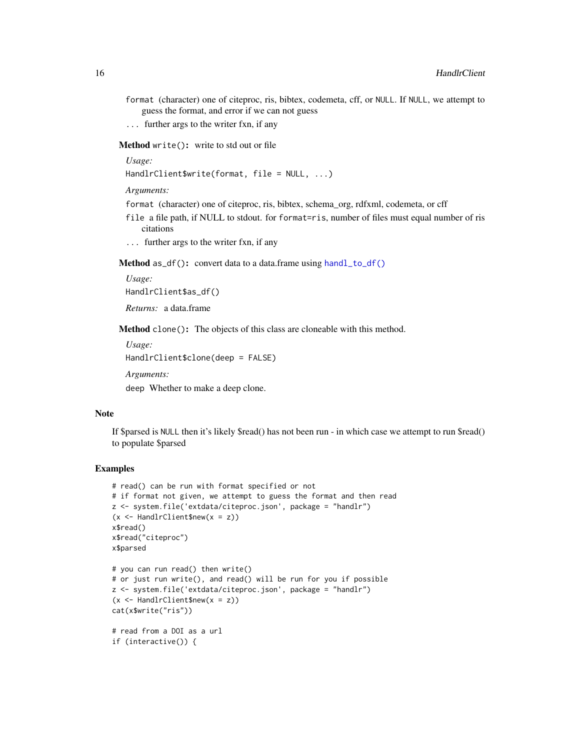`format` (character) one of citeproc, ris, bibtex, codemeta, cff, or `NULL`. If `NULL`, we attempt to guess the format, and error if we can not guess

`...` further args to the writer fxn, if any

**Method** `write()`**:** write to std out or file

*Usage:*

```
HandlrClient$write(format, file = NULL, ...)
```

*Arguments:*

`format` (character) one of citeproc, ris, bibtex, schema_org, rdfxml, codemeta, or cff

`file` a file path, if NULL to stdout. for `format=ris`, number of files must equal number of ris citations

`...` further args to the writer fxn, if any

**Method** `as_df()`**:** convert data to a data.frame using `handl_to_df()`

*Usage:*

```
HandlrClient$as_df()
```

*Returns:* a data.frame

**Method** `clone()`**:** The objects of this class are cloneable with this method.

*Usage:*

```
HandlrClient$clone(deep = FALSE)
```

*Arguments:*

`deep` Whether to make a deep clone.

## Note

If $parsed is `NULL` then it's likely $read() has not been run - in which case we attempt to run $read() to populate $parsed

## Examples

```
# read() can be run with format specified or not
# if format not given, we attempt to guess the format and then read
z <- system.file('extdata/citeproc.json', package = "handlr")
(x <- HandlrClient$new(x = z))
x$read()
x$read("citeproc")
x$parsed

# you can run read() then write()
# or just run write(), and read() will be run for you if possible
z <- system.file('extdata/citeproc.json', package = "handlr")
(x <- HandlrClient$new(x = z))
cat(x$write("ris"))

# read from a DOI as a url
if (interactive()) {
```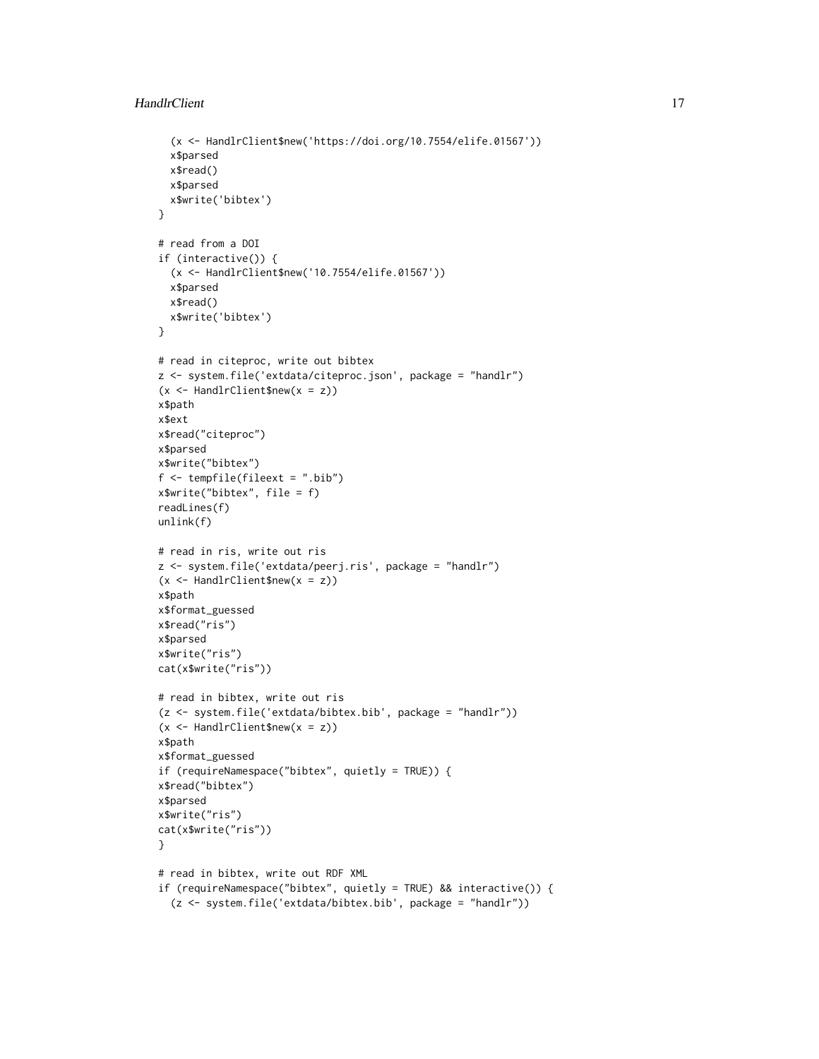```
  (x <- HandlrClient$new('https://doi.org/10.7554/elife.01567'))
  x$parsed
  x$read()
  x$parsed
  x$write('bibtex')
}

# read from a DOI
if (interactive()) {
  (x <- HandlrClient$new('10.7554/elife.01567'))
  x$parsed
  x$read()
  x$write('bibtex')
}

# read in citeproc, write out bibtex
z <- system.file('extdata/citeproc.json', package = "handlr")
(x <- HandlrClient$new(x = z))
x$path
x$ext
x$read("citeproc")
x$parsed
x$write("bibtex")
f <- tempfile(fileext = ".bib")
x$write("bibtex", file = f)
readLines(f)
unlink(f)

# read in ris, write out ris
z <- system.file('extdata/peerj.ris', package = "handlr")
(x <- HandlrClient$new(x = z))
x$path
x$format_guessed
x$read("ris")
x$parsed
x$write("ris")
cat(x$write("ris"))

# read in bibtex, write out ris
(z <- system.file('extdata/bibtex.bib', package = "handlr"))
(x <- HandlrClient$new(x = z))
x$path
x$format_guessed
if (requireNamespace("bibtex", quietly = TRUE)) {
x$read("bibtex")
x$parsed
x$write("ris")
cat(x$write("ris"))
}

# read in bibtex, write out RDF XML
if (requireNamespace("bibtex", quietly = TRUE) && interactive()) {
  (z <- system.file('extdata/bibtex.bib', package = "handlr"))
```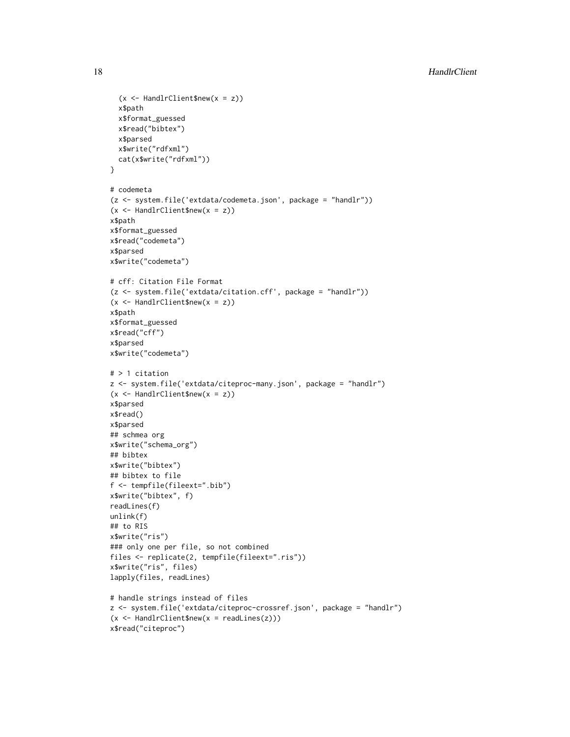```
  (x <- HandlrClient$new(x = z))
  x$path
  x$format_guessed
  x$read("bibtex")
  x$parsed
  x$write("rdfxml")
  cat(x$write("rdfxml"))
}

# codemeta
(z <- system.file('extdata/codemeta.json', package = "handlr"))
(x <- HandlrClient$new(x = z))
x$path
x$format_guessed
x$read("codemeta")
x$parsed
x$write("codemeta")

# cff: Citation File Format
(z <- system.file('extdata/citation.cff', package = "handlr"))
(x <- HandlrClient$new(x = z))
x$path
x$format_guessed
x$read("cff")
x$parsed
x$write("codemeta")

# > 1 citation
z <- system.file('extdata/citeproc-many.json', package = "handlr")
(x <- HandlrClient$new(x = z))
x$parsed
x$read()
x$parsed
## schmea org
x$write("schema_org")
## bibtex
x$write("bibtex")
## bibtex to file
f <- tempfile(fileext=".bib")
x$write("bibtex", f)
readLines(f)
unlink(f)
## to RIS
x$write("ris")
### only one per file, so not combined
files <- replicate(2, tempfile(fileext=".ris"))
x$write("ris", files)
lapply(files, readLines)

# handle strings instead of files
z <- system.file('extdata/citeproc-crossref.json', package = "handlr")
(x <- HandlrClient$new(x = readLines(z)))
x$read("citeproc")
```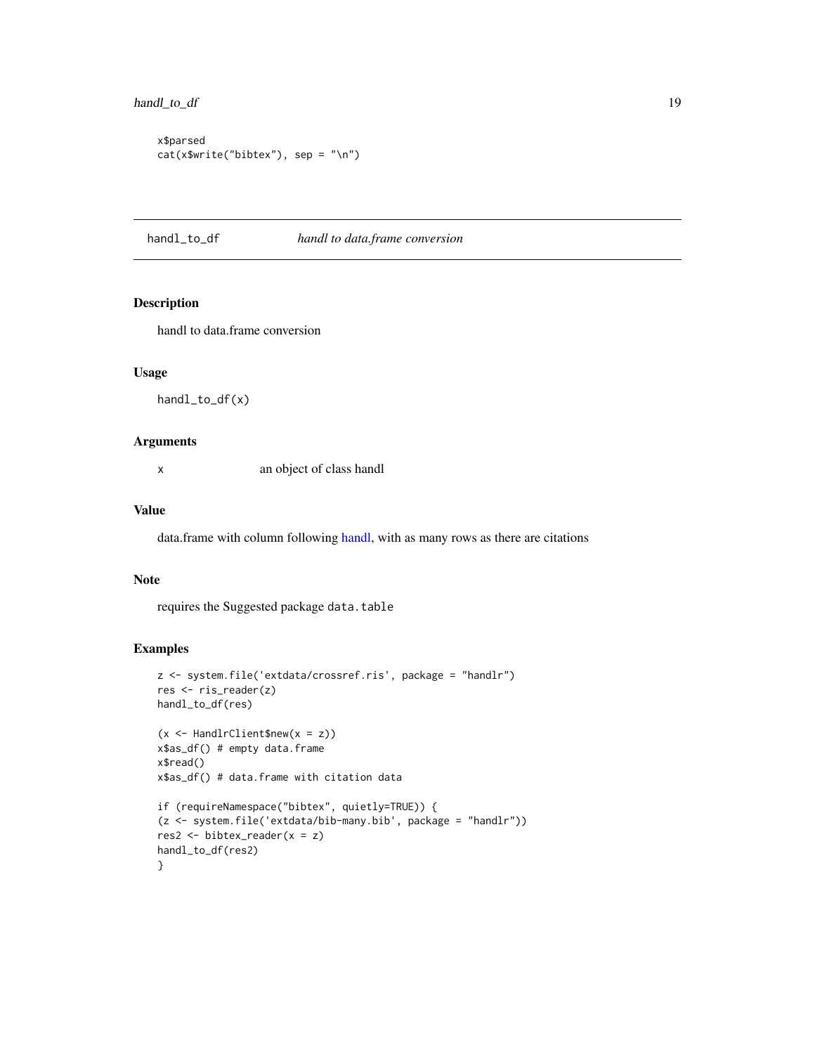```
x$parsed
cat(x$write("bibtex"), sep = "\n")
```

---

## handl_to_df — *handl to data.frame conversion*

### Description

handl to data.frame conversion

### Usage

```
handl_to_df(x)
```

### Arguments

| | |
|---|---|
| x | an object of class handl |

### Value

data.frame with column following handl, with as many rows as there are citations

### Note

requires the Suggested package `data.table`

### Examples

```
z <- system.file('extdata/crossref.ris', package = "handlr")
res <- ris_reader(z)
handl_to_df(res)

(x <- HandlrClient$new(x = z))
x$as_df() # empty data.frame
x$read()
x$as_df() # data.frame with citation data

if (requireNamespace("bibtex", quietly=TRUE)) {
(z <- system.file('extdata/bib-many.bib', package = "handlr"))
res2 <- bibtex_reader(x = z)
handl_to_df(res2)
}
```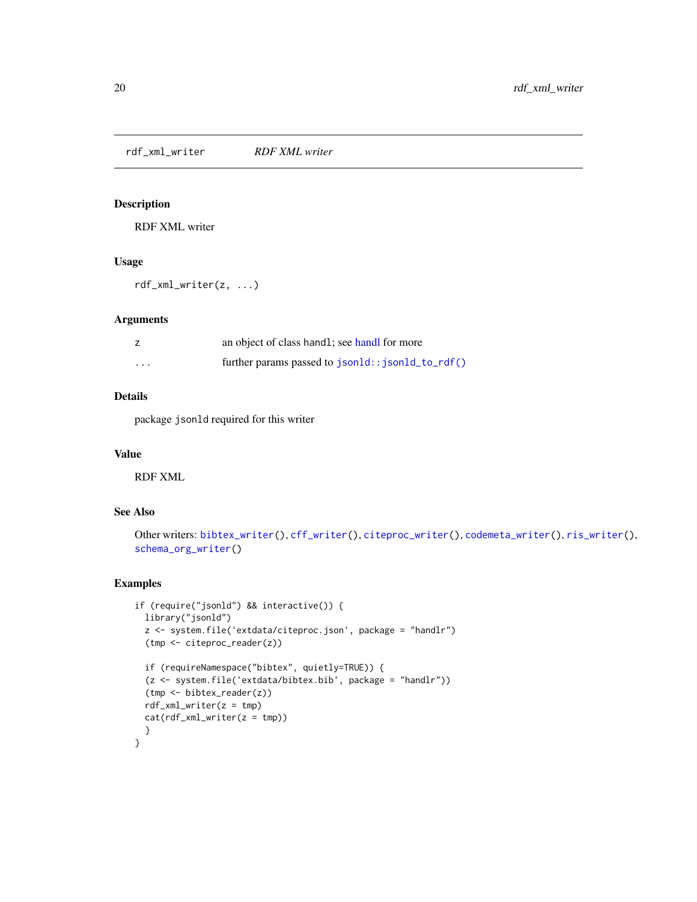# rdf_xml_writer — *RDF XML writer*

## Description

RDF XML writer

## Usage

```
rdf_xml_writer(z, ...)
```

## Arguments

| | |
|---|---|
| z | an object of class handl; see handl for more |
| ... | further params passed to `jsonld::jsonld_to_rdf()` |

## Details

package jsonld required for this writer

## Value

RDF XML

## See Also

Other writers: `bibtex_writer()`, `cff_writer()`, `citeproc_writer()`, `codemeta_writer()`, `ris_writer()`, `schema_org_writer()`

## Examples

```
if (require("jsonld") && interactive()) {
  library("jsonld")
  z <- system.file('extdata/citeproc.json', package = "handlr")
  (tmp <- citeproc_reader(z))

  if (requireNamespace("bibtex", quietly=TRUE)) {
  (z <- system.file('extdata/bibtex.bib', package = "handlr"))
  (tmp <- bibtex_reader(z))
  rdf_xml_writer(z = tmp)
  cat(rdf_xml_writer(z = tmp))
  }
}
```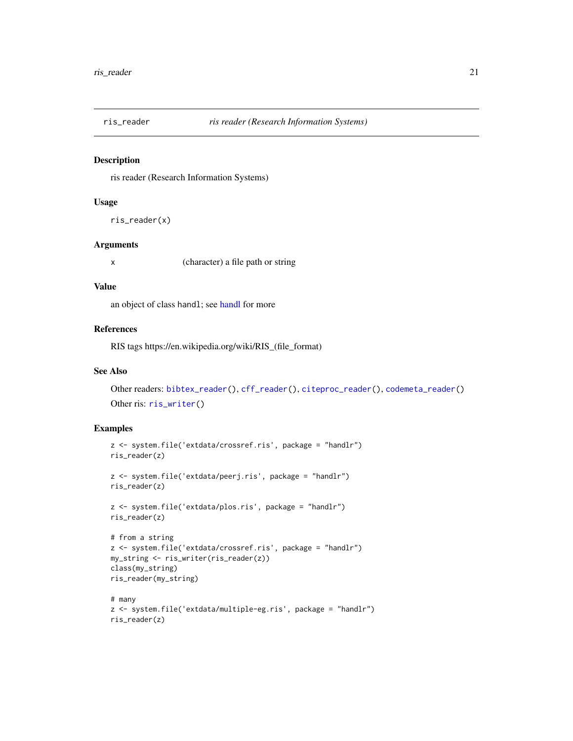## ris_reader — *ris reader (Research Information Systems)*

### Description

ris reader (Research Information Systems)

### Usage

```
ris_reader(x)
```

### Arguments

| | |
|---|---|
| x | (character) a file path or string |

### Value

an object of class `handl`; see handl for more

### References

RIS tags https://en.wikipedia.org/wiki/RIS_(file_format)

### See Also

Other readers: `bibtex_reader()`, `cff_reader()`, `citeproc_reader()`, `codemeta_reader()`

Other ris: `ris_writer()`

### Examples

```
z <- system.file('extdata/crossref.ris', package = "handlr")
ris_reader(z)

z <- system.file('extdata/peerj.ris', package = "handlr")
ris_reader(z)

z <- system.file('extdata/plos.ris', package = "handlr")
ris_reader(z)

# from a string
z <- system.file('extdata/crossref.ris', package = "handlr")
my_string <- ris_writer(ris_reader(z))
class(my_string)
ris_reader(my_string)

# many
z <- system.file('extdata/multiple-eg.ris', package = "handlr")
ris_reader(z)
```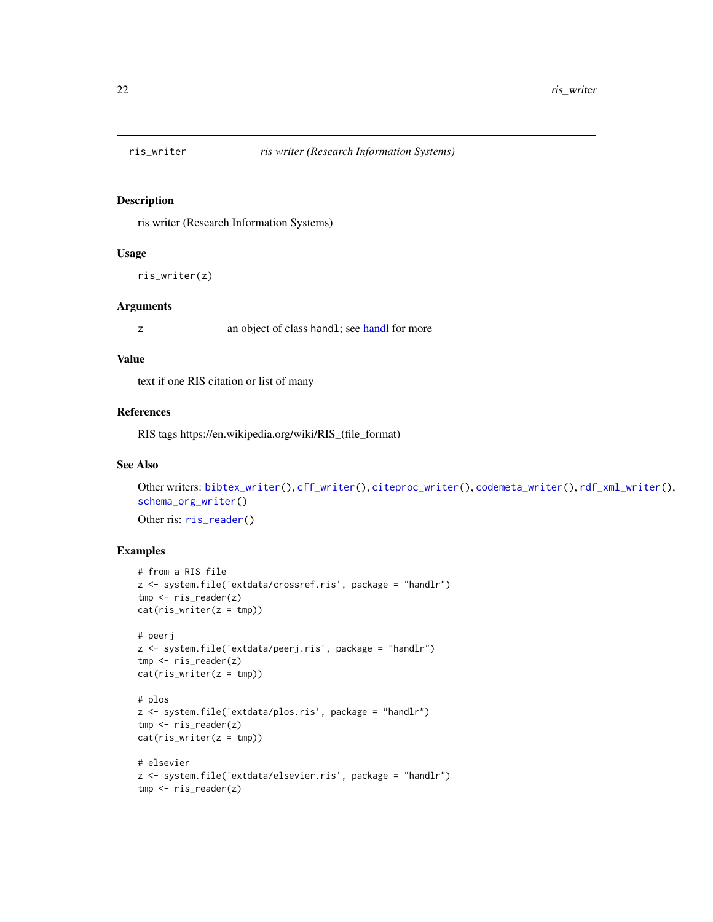`ris_writer` *ris writer (Research Information Systems)*

## Description

ris writer (Research Information Systems)

## Usage

```
ris_writer(z)
```

## Arguments

| | |
|---|---|
| z | an object of class `handl`; see handl for more |

## Value

text if one RIS citation or list of many

## References

RIS tags https://en.wikipedia.org/wiki/RIS_(file_format)

## See Also

Other writers: `bibtex_writer()`, `cff_writer()`, `citeproc_writer()`, `codemeta_writer()`, `rdf_xml_writer()`, `schema_org_writer()`

Other ris: `ris_reader()`

## Examples

```
# from a RIS file
z <- system.file('extdata/crossref.ris', package = "handlr")
tmp <- ris_reader(z)
cat(ris_writer(z = tmp))

# peerj
z <- system.file('extdata/peerj.ris', package = "handlr")
tmp <- ris_reader(z)
cat(ris_writer(z = tmp))

# plos
z <- system.file('extdata/plos.ris', package = "handlr")
tmp <- ris_reader(z)
cat(ris_writer(z = tmp))

# elsevier
z <- system.file('extdata/elsevier.ris', package = "handlr")
tmp <- ris_reader(z)
```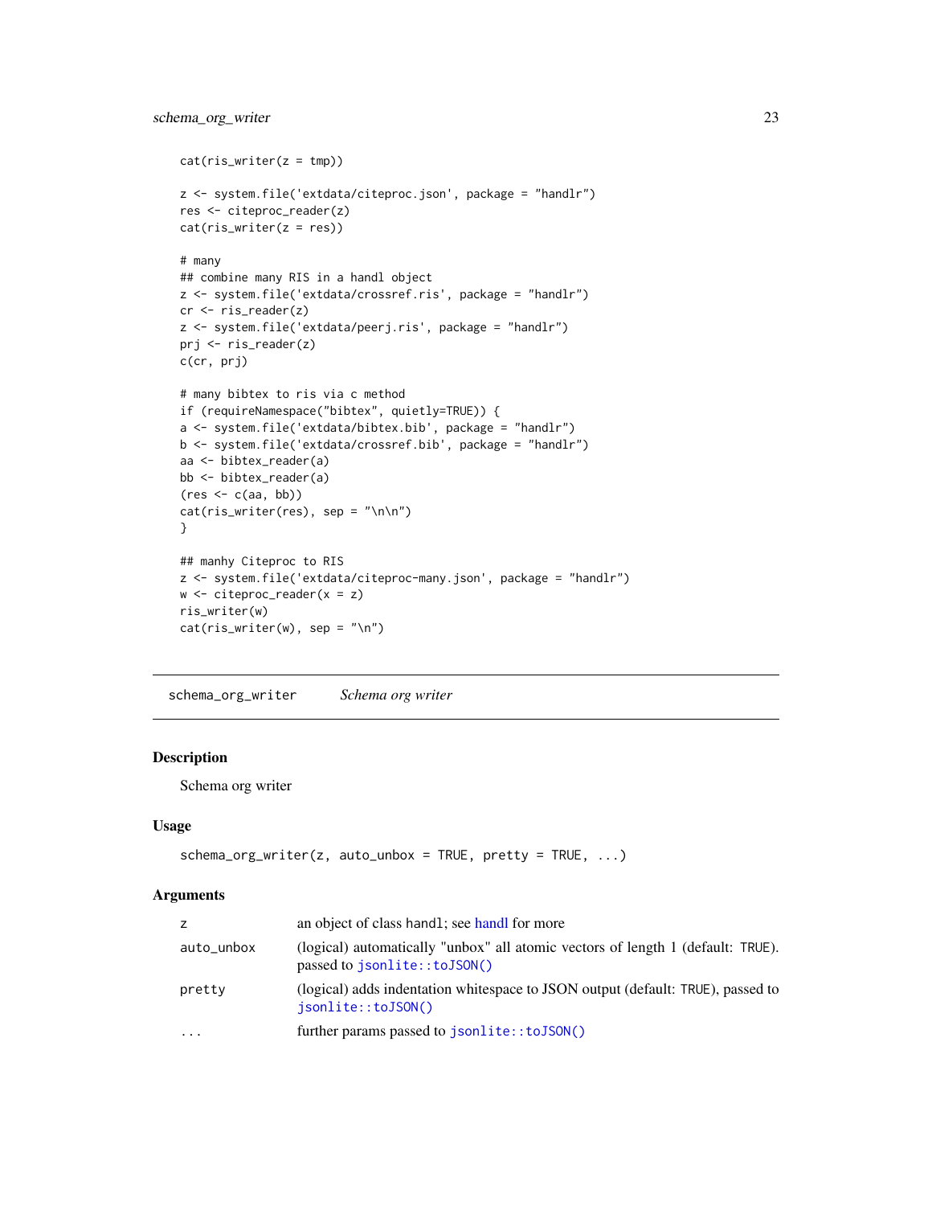```
cat(ris_writer(z = tmp))

z <- system.file('extdata/citeproc.json', package = "handlr")
res <- citeproc_reader(z)
cat(ris_writer(z = res))

# many
## combine many RIS in a handl object
z <- system.file('extdata/crossref.ris', package = "handlr")
cr <- ris_reader(z)
z <- system.file('extdata/peerj.ris', package = "handlr")
prj <- ris_reader(z)
c(cr, prj)

# many bibtex to ris via c method
if (requireNamespace("bibtex", quietly=TRUE)) {
a <- system.file('extdata/bibtex.bib', package = "handlr")
b <- system.file('extdata/crossref.bib', package = "handlr")
aa <- bibtex_reader(a)
bb <- bibtex_reader(a)
(res <- c(aa, bb))
cat(ris_writer(res), sep = "\n\n")
}

## manhy Citeproc to RIS
z <- system.file('extdata/citeproc-many.json', package = "handlr")
w <- citeproc_reader(x = z)
ris_writer(w)
cat(ris_writer(w), sep = "\n")
```

---

## schema_org_writer — *Schema org writer*

### Description

Schema org writer

### Usage

```
schema_org_writer(z, auto_unbox = TRUE, pretty = TRUE, ...)
```

### Arguments

| | |
|---|---|
| z | an object of class handl; see handl for more |
| auto_unbox | (logical) automatically "unbox" all atomic vectors of length 1 (default: TRUE). passed to `jsonlite::toJSON()` |
| pretty | (logical) adds indentation whitespace to JSON output (default: TRUE), passed to `jsonlite::toJSON()` |
| ... | further params passed to `jsonlite::toJSON()` |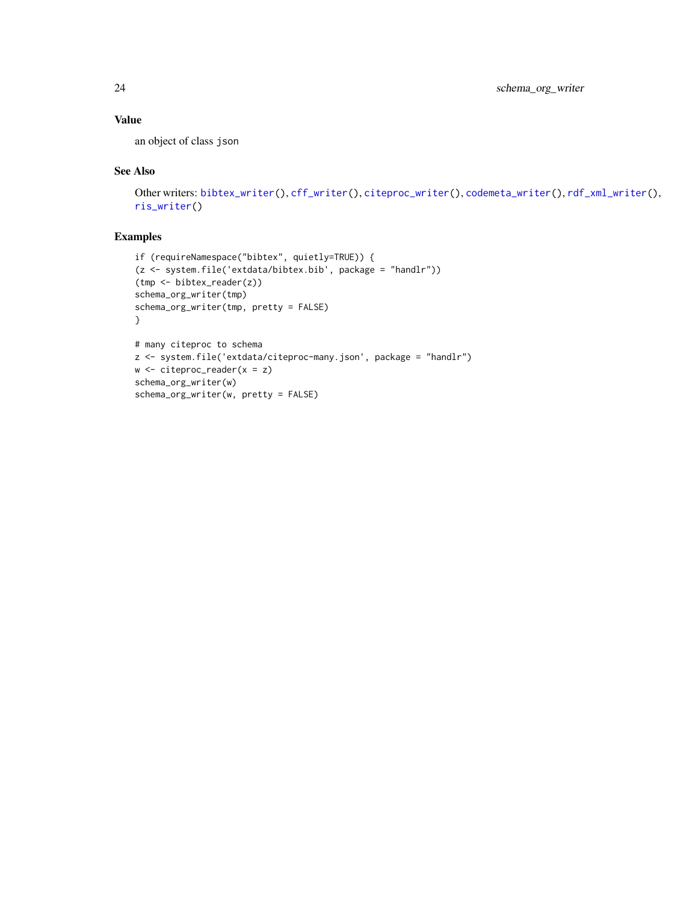## Value

an object of class `json`

## See Also

Other writers: `bibtex_writer()`, `cff_writer()`, `citeproc_writer()`, `codemeta_writer()`, `rdf_xml_writer()`, `ris_writer()`

## Examples

```
if (requireNamespace("bibtex", quietly=TRUE)) {
(z <- system.file('extdata/bibtex.bib', package = "handlr"))
(tmp <- bibtex_reader(z))
schema_org_writer(tmp)
schema_org_writer(tmp, pretty = FALSE)
}

# many citeproc to schema
z <- system.file('extdata/citeproc-many.json', package = "handlr")
w <- citeproc_reader(x = z)
schema_org_writer(w)
schema_org_writer(w, pretty = FALSE)
```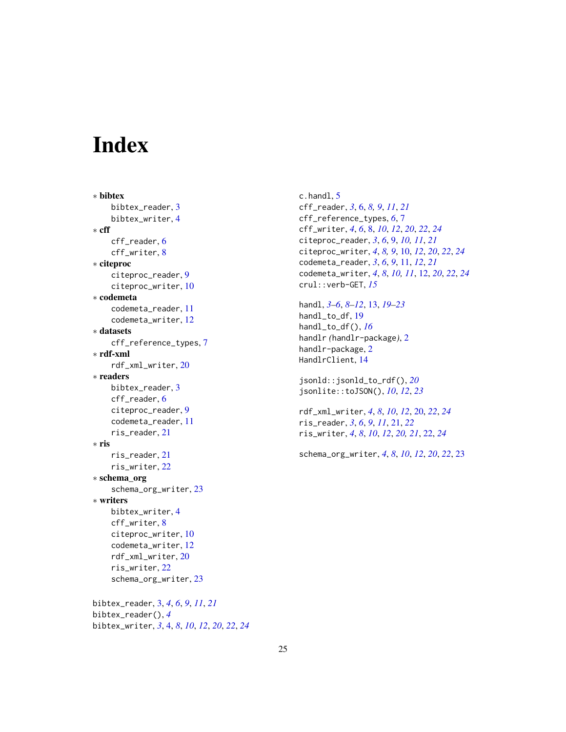# Index

* **bibtex**
  - bibtex_reader, 3
  - bibtex_writer, 4
* **cff**
  - cff_reader, 6
  - cff_writer, 8
* **citeproc**
  - citeproc_reader, 9
  - citeproc_writer, 10
* **codemeta**
  - codemeta_reader, 11
  - codemeta_writer, 12
* **datasets**
  - cff_reference_types, 7
* **rdf-xml**
  - rdf_xml_writer, 20
* **readers**
  - bibtex_reader, 3
  - cff_reader, 6
  - citeproc_reader, 9
  - codemeta_reader, 11
  - ris_reader, 21
* **ris**
  - ris_reader, 21
  - ris_writer, 22
* **schema_org**
  - schema_org_writer, 23
* **writers**
  - bibtex_writer, 4
  - cff_writer, 8
  - citeproc_writer, 10
  - codemeta_writer, 12
  - rdf_xml_writer, 20
  - ris_writer, 22
  - schema_org_writer, 23

bibtex_reader, 3, *4*, *6*, *9*, *11*, *21*
bibtex_reader(), *4*
bibtex_writer, *3*, 4, *8*, *10*, *12*, *20*, *22*, *24*

c.handl, 5
cff_reader, *3*, 6, *8, 9*, *11*, *21*
cff_reference_types, *6*, 7
cff_writer, *4*, *6*, 8, *10*, *12*, *20*, *22*, *24*
citeproc_reader, *3*, *6*, 9, *10, 11*, *21*
citeproc_writer, *4*, *8, 9*, 10, *12*, *20*, *22*, *24*
codemeta_reader, *3*, *6*, *9*, 11, *12*, *21*
codemeta_writer, *4*, *8*, *10, 11*, 12, *20*, *22*, *24*
crul::verb-GET, *15*

handl, *3–6*, *8–12*, 13, *19–23*
handl_to_df, 19
handl_to_df(), *16*
handlr *(*handlr-package*)*, 2
handlr-package, 2
HandlrClient, 14

jsonld::jsonld_to_rdf(), *20*
jsonlite::toJSON(), *10*, *12*, *23*

rdf_xml_writer, *4*, *8*, *10*, *12*, 20, *22*, *24*
ris_reader, *3*, *6*, *9*, *11*, 21, *22*
ris_writer, *4*, *8*, *10*, *12*, *20, 21*, 22, *24*

schema_org_writer, *4*, *8*, *10*, *12*, *20*, *22*, 23